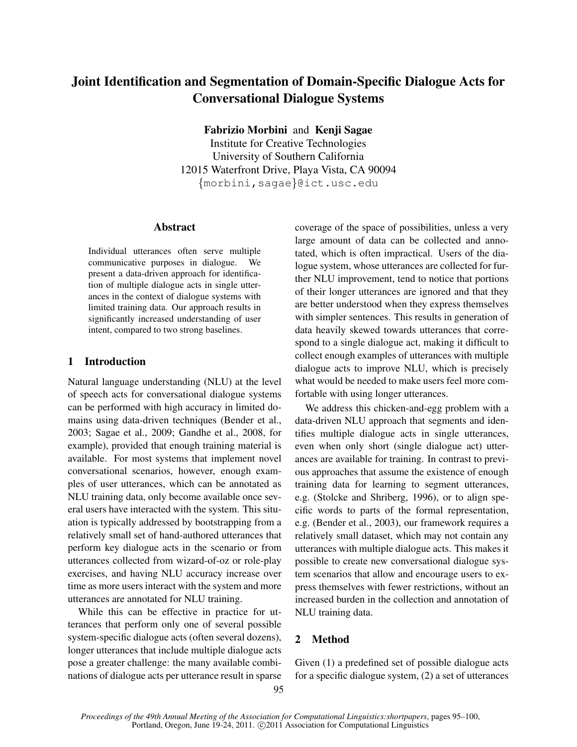# Joint Identification and Segmentation of Domain-Specific Dialogue Acts for Conversational Dialogue Systems

**Fabrizio Morbini** and **Kenji Sagae**
Institute for Creative Technologies
University of Southern California
12015 Waterfront Drive, Playa Vista, CA 90094
{morbini,sagae}@ict.usc.edu

## Abstract

Individual utterances often serve multiple communicative purposes in dialogue. We present a data-driven approach for identification of multiple dialogue acts in single utterances in the context of dialogue systems with limited training data. Our approach results in significantly increased understanding of user intent, compared to two strong baselines.

## 1 Introduction

Natural language understanding (NLU) at the level of speech acts for conversational dialogue systems can be performed with high accuracy in limited domains using data-driven techniques (Bender et al., 2003; Sagae et al., 2009; Gandhe et al., 2008, for example), provided that enough training material is available. For most systems that implement novel conversational scenarios, however, enough examples of user utterances, which can be annotated as NLU training data, only become available once several users have interacted with the system. This situation is typically addressed by bootstrapping from a relatively small set of hand-authored utterances that perform key dialogue acts in the scenario or from utterances collected from wizard-of-oz or role-play exercises, and having NLU accuracy increase over time as more users interact with the system and more utterances are annotated for NLU training.

While this can be effective in practice for utterances that perform only one of several possible system-specific dialogue acts (often several dozens), longer utterances that include multiple dialogue acts pose a greater challenge: the many available combinations of dialogue acts per utterance result in sparse coverage of the space of possibilities, unless a very large amount of data can be collected and annotated, which is often impractical. Users of the dialogue system, whose utterances are collected for further NLU improvement, tend to notice that portions of their longer utterances are ignored and that they are better understood when they express themselves with simpler sentences. This results in generation of data heavily skewed towards utterances that correspond to a single dialogue act, making it difficult to collect enough examples of utterances with multiple dialogue acts to improve NLU, which is precisely what would be needed to make users feel more comfortable with using longer utterances.

We address this chicken-and-egg problem with a data-driven NLU approach that segments and identifies multiple dialogue acts in single utterances, even when only short (single dialogue act) utterances are available for training. In contrast to previous approaches that assume the existence of enough training data for learning to segment utterances, e.g. (Stolcke and Shriberg, 1996), or to align specific words to parts of the formal representation, e.g. (Bender et al., 2003), our framework requires a relatively small dataset, which may not contain any utterances with multiple dialogue acts. This makes it possible to create new conversational dialogue system scenarios that allow and encourage users to express themselves with fewer restrictions, without an increased burden in the collection and annotation of NLU training data.

## 2 Method

Given (1) a predefined set of possible dialogue acts for a specific dialogue system, (2) a set of utterances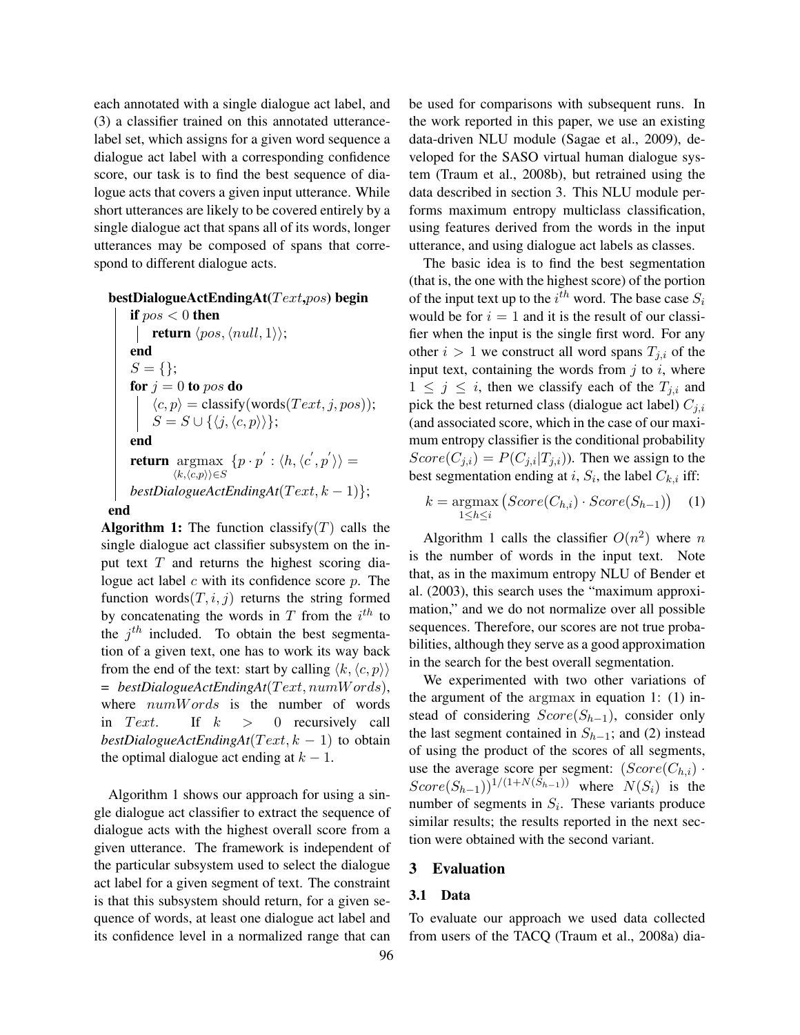each annotated with a single dialogue act label, and (3) a classifier trained on this annotated utterance-label set, which assigns for a given word sequence a dialogue act label with a corresponding confidence score, our task is to find the best sequence of dialogue acts that covers a given input utterance. While short utterances are likely to be covered entirely by a single dialogue act that spans all of its words, longer utterances may be composed of spans that correspond to different dialogue acts.

```
bestDialogueActEndingAt(Text,pos) begin
    if pos < 0 then
        return ⟨pos, ⟨null, 1⟩⟩;
    end
    S = {};
    for j = 0 to pos do
        ⟨c, p⟩ = classify(words(Text, j, pos));
        S = S ∪ {⟨j, ⟨c, p⟩⟩};
    end
    return argmax_{⟨k,⟨c,p⟩⟩∈S} {p · p' : ⟨h, ⟨c', p'⟩⟩ =
        bestDialogueActEndingAt(Text, k − 1)};
end
```

**Algorithm 1:** The function classify($T$) calls the single dialogue act classifier subsystem on the input text $T$ and returns the highest scoring dialogue act label $c$ with its confidence score $p$. The function words($T, i, j$) returns the string formed by concatenating the words in $T$ from the $i^{th}$ to the $j^{th}$ included. To obtain the best segmentation of a given text, one has to work its way back from the end of the text: start by calling $\langle k, \langle c, p \rangle \rangle$ = *bestDialogueActEndingAt*($Text, numWords$), where $numWords$ is the number of words in $Text$. If $k > 0$ recursively call *bestDialogueActEndingAt*($Text, k-1$) to obtain the optimal dialogue act ending at $k-1$.

Algorithm 1 shows our approach for using a single dialogue act classifier to extract the sequence of dialogue acts with the highest overall score from a given utterance. The framework is independent of the particular subsystem used to select the dialogue act label for a given segment of text. The constraint is that this subsystem should return, for a given sequence of words, at least one dialogue act label and its confidence level in a normalized range that can be used for comparisons with subsequent runs. In the work reported in this paper, we use an existing data-driven NLU module (Sagae et al., 2009), developed for the SASO virtual human dialogue system (Traum et al., 2008b), but retrained using the data described in section 3. This NLU module performs maximum entropy multiclass classification, using features derived from the words in the input utterance, and using dialogue act labels as classes.

The basic idea is to find the best segmentation (that is, the one with the highest score) of the portion of the input text up to the $i^{th}$ word. The base case $S_i$ would be for $i = 1$ and it is the result of our classifier when the input is the single first word. For any other $i > 1$ we construct all word spans $T_{j,i}$ of the input text, containing the words from $j$ to $i$, where $1 \leq j \leq i$, then we classify each of the $T_{j,i}$ and pick the best returned class (dialogue act label) $C_{j,i}$ (and associated score, which in the case of our maximum entropy classifier is the conditional probability $Score(C_{j,i}) = P(C_{j,i}|T_{j,i})$). Then we assign to the best segmentation ending at $i$, $S_i$, the label $C_{k,i}$ iff:

$$k = \operatorname*{argmax}_{1 \leq h \leq i} \left( Score(C_{h,i}) \cdot Score(S_{h-1}) \right) \quad (1)$$

Algorithm 1 calls the classifier $O(n^2)$ where $n$ is the number of words in the input text. Note that, as in the maximum entropy NLU of Bender et al. (2003), this search uses the "maximum approximation," and we do not normalize over all possible sequences. Therefore, our scores are not true probabilities, although they serve as a good approximation in the search for the best overall segmentation.

We experimented with two other variations of the argument of the argmax in equation 1: (1) instead of considering $Score(S_{h-1})$, consider only the last segment contained in $S_{h-1}$; and (2) instead of using the product of the scores of all segments, use the average score per segment: $(Score(C_{h,i}) \cdot Score(S_{h-1}))^{1/(1+N(S_{h-1}))}$ where $N(S_i)$ is the number of segments in $S_i$. These variants produce similar results; the results reported in the next section were obtained with the second variant.

## 3 Evaluation

### 3.1 Data

To evaluate our approach we used data collected from users of the TACQ (Traum et al., 2008a) dia-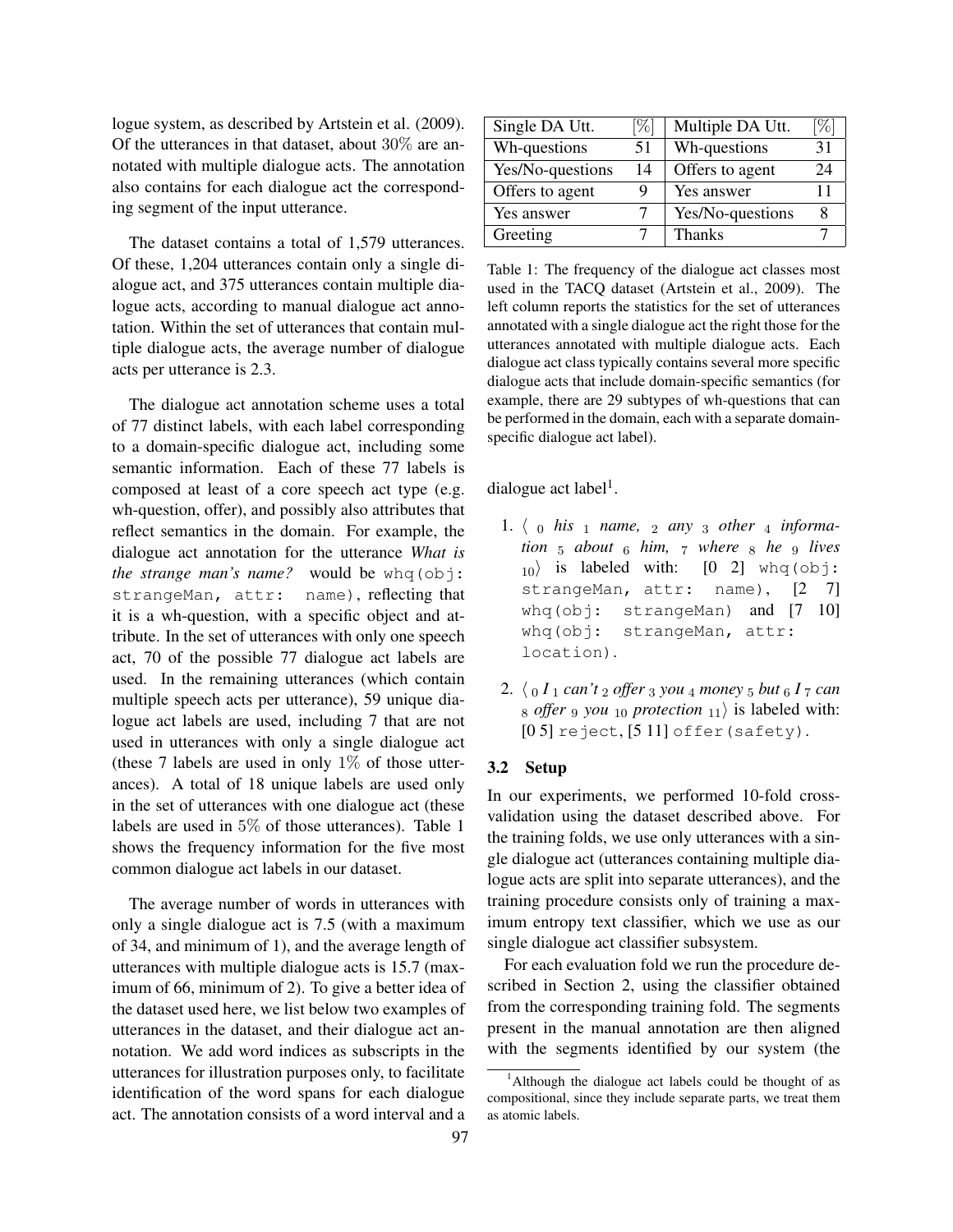logue system, as described by Artstein et al. (2009). Of the utterances in that dataset, about 30% are annotated with multiple dialogue acts. The annotation also contains for each dialogue act the corresponding segment of the input utterance.

The dataset contains a total of 1,579 utterances. Of these, 1,204 utterances contain only a single dialogue act, and 375 utterances contain multiple dialogue acts, according to manual dialogue act annotation. Within the set of utterances that contain multiple dialogue acts, the average number of dialogue acts per utterance is 2.3.

The dialogue act annotation scheme uses a total of 77 distinct labels, with each label corresponding to a domain-specific dialogue act, including some semantic information. Each of these 77 labels is composed at least of a core speech act type (e.g. wh-question, offer), and possibly also attributes that reflect semantics in the domain. For example, the dialogue act annotation for the utterance *What is the strange man's name?* would be `whq(obj: strangeMan, attr: name)`, reflecting that it is a wh-question, with a specific object and attribute. In the set of utterances with only one speech act, 70 of the possible 77 dialogue act labels are used. In the remaining utterances (which contain multiple speech acts per utterance), 59 unique dialogue act labels are used, including 7 that are not used in utterances with only a single dialogue act (these 7 labels are used in only 1% of those utterances). A total of 18 unique labels are used only in the set of utterances with one dialogue act (these labels are used in 5% of those utterances). Table 1 shows the frequency information for the five most common dialogue act labels in our dataset.

The average number of words in utterances with only a single dialogue act is 7.5 (with a maximum of 34, and minimum of 1), and the average length of utterances with multiple dialogue acts is 15.7 (maximum of 66, minimum of 2). To give a better idea of the dataset used here, we list below two examples of utterances in the dataset, and their dialogue act annotation. We add word indices as subscripts in the utterances for illustration purposes only, to facilitate identification of the word spans for each dialogue act. The annotation consists of a word interval and a dialogue act label[1].

| Single DA Utt. | [%] | Multiple DA Utt. | [%] |
|---|---|---|---|
| Wh-questions | 51 | Wh-questions | 31 |
| Yes/No-questions | 14 | Offers to agent | 24 |
| Offers to agent | 9 | Yes answer | 11 |
| Yes answer | 7 | Yes/No-questions | 8 |
| Greeting | 7 | Thanks | 7 |

Table 1: The frequency of the dialogue act classes most used in the TACQ dataset (Artstein et al., 2009). The left column reports the statistics for the set of utterances annotated with a single dialogue act the right those for the utterances annotated with multiple dialogue acts. Each dialogue act class typically contains several more specific dialogue acts that include domain-specific semantics (for example, there are 29 subtypes of wh-questions that can be performed in the domain, each with a separate domain-specific dialogue act label).

1. $\langle$ $_0$ *his* $_1$ *name,* $_2$ *any* $_3$ *other* $_4$ *information* $_5$ *about* $_6$ *him,* $_7$ *where* $_8$ *he* $_9$ *lives* $_{10}\rangle$ is labeled with: [0 2] `whq(obj: strangeMan, attr: name)`, [2 7] `whq(obj: strangeMan)` and [7 10] `whq(obj: strangeMan, attr: location)`.

2. $\langle$ $_0$ *I* $_1$ *can't* $_2$ *offer* $_3$ *you* $_4$ *money* $_5$ *but* $_6$ *I* $_7$ *can* $_8$ *offer* $_9$ *you* $_{10}$ *protection* $_{11}\rangle$ is labeled with: [0 5] `reject`, [5 11] `offer(safety)`.

### 3.2 Setup

In our experiments, we performed 10-fold cross-validation using the dataset described above. For the training folds, we use only utterances with a single dialogue act (utterances containing multiple dialogue acts are split into separate utterances), and the training procedure consists only of training a maximum entropy text classifier, which we use as our single dialogue act classifier subsystem.

For each evaluation fold we run the procedure described in Section 2, using the classifier obtained from the corresponding training fold. The segments present in the manual annotation are then aligned with the segments identified by our system (the

[1] Although the dialogue act labels could be thought of as compositional, since they include separate parts, we treat them as atomic labels.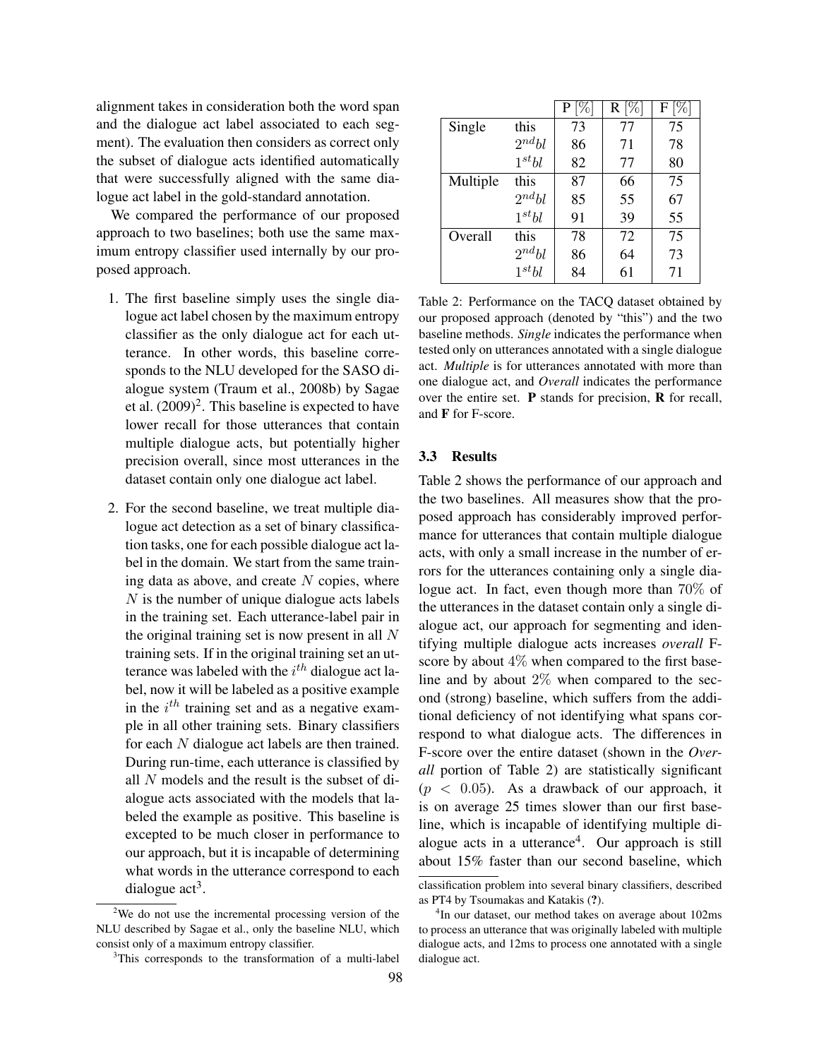alignment takes in consideration both the word span and the dialogue act label associated to each segment). The evaluation then considers as correct only the subset of dialogue acts identified automatically that were successfully aligned with the same dialogue act label in the gold-standard annotation.

We compared the performance of our proposed approach to two baselines; both use the same maximum entropy classifier used internally by our proposed approach.

1. The first baseline simply uses the single dialogue act label chosen by the maximum entropy classifier as the only dialogue act for each utterance. In other words, this baseline corresponds to the NLU developed for the SASO dialogue system (Traum et al., 2008b) by Sagae et al. (2009)[2]. This baseline is expected to have lower recall for those utterances that contain multiple dialogue acts, but potentially higher precision overall, since most utterances in the dataset contain only one dialogue act label.

2. For the second baseline, we treat multiple dialogue act detection as a set of binary classification tasks, one for each possible dialogue act label in the domain. We start from the same training data as above, and create $N$ copies, where $N$ is the number of unique dialogue acts labels in the training set. Each utterance-label pair in the original training set is now present in all $N$ training sets. If in the original training set an utterance was labeled with the $i^{th}$ dialogue act label, now it will be labeled as a positive example in the $i^{th}$ training set and as a negative example in all other training sets. Binary classifiers for each $N$ dialogue act labels are then trained. During run-time, each utterance is classified by all $N$ models and the result is the subset of dialogue acts associated with the models that labeled the example as positive. This baseline is excepted to be much closer in performance to our approach, but it is incapable of determining what words in the utterance correspond to each dialogue act[3].

| | | P [%] | R [%] | F [%] |
|---|---|---|---|---|
| Single | this | 73 | 77 | 75 |
| | $2^{nd}bl$ | 86 | 71 | 78 |
| | $1^{st}bl$ | 82 | 77 | 80 |
| Multiple | this | 87 | 66 | 75 |
| | $2^{nd}bl$ | 85 | 55 | 67 |
| | $1^{st}bl$ | 91 | 39 | 55 |
| Overall | this | 78 | 72 | 75 |
| | $2^{nd}bl$ | 86 | 64 | 73 |
| | $1^{st}bl$ | 84 | 61 | 71 |

Table 2: Performance on the TACQ dataset obtained by our proposed approach (denoted by "this") and the two baseline methods. *Single* indicates the performance when tested only on utterances annotated with a single dialogue act. *Multiple* is for utterances annotated with more than one dialogue act, and *Overall* indicates the performance over the entire set. **P** stands for precision, **R** for recall, and **F** for F-score.

### 3.3 Results

Table 2 shows the performance of our approach and the two baselines. All measures show that the proposed approach has considerably improved performance for utterances that contain multiple dialogue acts, with only a small increase in the number of errors for the utterances containing only a single dialogue act. In fact, even though more than 70% of the utterances in the dataset contain only a single dialogue act, our approach for segmenting and identifying multiple dialogue acts increases *overall* F-score by about 4% when compared to the first baseline and by about 2% when compared to the second (strong) baseline, which suffers from the additional deficiency of not identifying what spans correspond to what dialogue acts. The differences in F-score over the entire dataset (shown in the *Overall* portion of Table 2) are statistically significant ($p < 0.05$). As a drawback of our approach, it is on average 25 times slower than our first baseline, which is incapable of identifying multiple dialogue acts in a utterance[4]. Our approach is still about 15% faster than our second baseline, which

[2] We do not use the incremental processing version of the NLU described by Sagae et al., only the baseline NLU, which consist only of a maximum entropy classifier.

[3] This corresponds to the transformation of a multi-label classification problem into several binary classifiers, described as PT4 by Tsoumakas and Katakis (?).

[4] In our dataset, our method takes on average about 102ms to process an utterance that was originally labeled with multiple dialogue acts, and 12ms to process one annotated with a single dialogue act.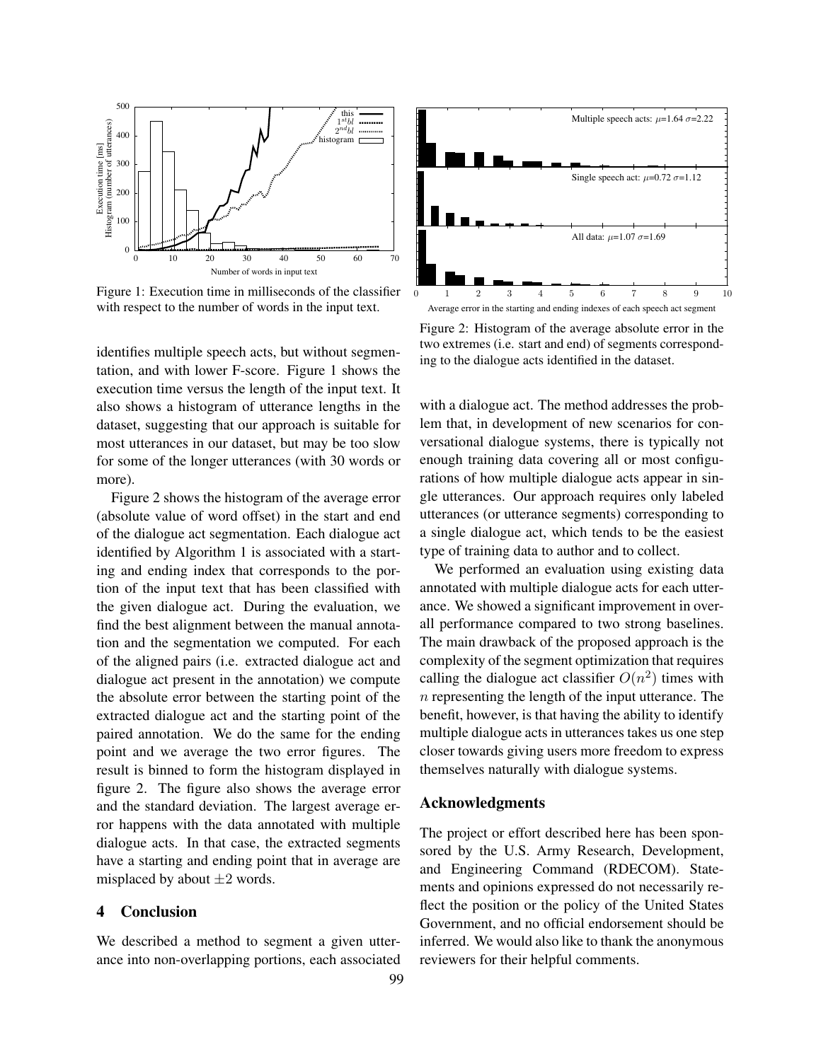Figure 1: Execution time in milliseconds of the classifier with respect to the number of words in the input text.

Figure 2: Histogram of the average absolute error in the two extremes (i.e. start and end) of segments corresponding to the dialogue acts identified in the dataset.

identifies multiple speech acts, but without segmentation, and with lower F-score. Figure 1 shows the execution time versus the length of the input text. It also shows a histogram of utterance lengths in the dataset, suggesting that our approach is suitable for most utterances in our dataset, but may be too slow for some of the longer utterances (with 30 words or more).

Figure 2 shows the histogram of the average error (absolute value of word offset) in the start and end of the dialogue act segmentation. Each dialogue act identified by Algorithm 1 is associated with a starting and ending index that corresponds to the portion of the input text that has been classified with the given dialogue act. During the evaluation, we find the best alignment between the manual annotation and the segmentation we computed. For each of the aligned pairs (i.e. extracted dialogue act and dialogue act present in the annotation) we compute the absolute error between the starting point of the extracted dialogue act and the starting point of the paired annotation. We do the same for the ending point and we average the two error figures. The result is binned to form the histogram displayed in figure 2. The figure also shows the average error and the standard deviation. The largest average error happens with the data annotated with multiple dialogue acts. In that case, the extracted segments have a starting and ending point that in average are misplaced by about $\pm 2$ words.

## 4 Conclusion

We described a method to segment a given utterance into non-overlapping portions, each associated with a dialogue act. The method addresses the problem that, in development of new scenarios for conversational dialogue systems, there is typically not enough training data covering all or most configurations of how multiple dialogue acts appear in single utterances. Our approach requires only labeled utterances (or utterance segments) corresponding to a single dialogue act, which tends to be the easiest type of training data to author and to collect.

We performed an evaluation using existing data annotated with multiple dialogue acts for each utterance. We showed a significant improvement in overall performance compared to two strong baselines. The main drawback of the proposed approach is the complexity of the segment optimization that requires calling the dialogue act classifier $O(n^2)$ times with $n$ representing the length of the input utterance. The benefit, however, is that having the ability to identify multiple dialogue acts in utterances takes us one step closer towards giving users more freedom to express themselves naturally with dialogue systems.

## Acknowledgments

The project or effort described here has been sponsored by the U.S. Army Research, Development, and Engineering Command (RDECOM). Statements and opinions expressed do not necessarily reflect the position or the policy of the United States Government, and no official endorsement should be inferred. We would also like to thank the anonymous reviewers for their helpful comments.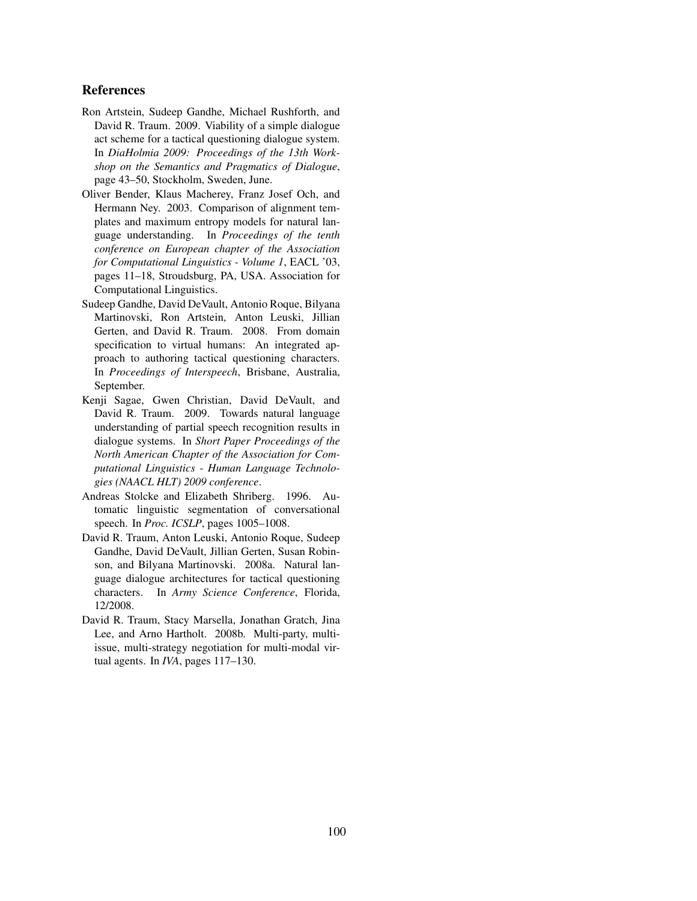## References

Ron Artstein, Sudeep Gandhe, Michael Rushforth, and David R. Traum. 2009. Viability of a simple dialogue act scheme for a tactical questioning dialogue system. In *DiaHolmia 2009: Proceedings of the 13th Workshop on the Semantics and Pragmatics of Dialogue*, page 43–50, Stockholm, Sweden, June.

Oliver Bender, Klaus Macherey, Franz Josef Och, and Hermann Ney. 2003. Comparison of alignment templates and maximum entropy models for natural language understanding. In *Proceedings of the tenth conference on European chapter of the Association for Computational Linguistics - Volume 1*, EACL '03, pages 11–18, Stroudsburg, PA, USA. Association for Computational Linguistics.

Sudeep Gandhe, David DeVault, Antonio Roque, Bilyana Martinovski, Ron Artstein, Anton Leuski, Jillian Gerten, and David R. Traum. 2008. From domain specification to virtual humans: An integrated approach to authoring tactical questioning characters. In *Proceedings of Interspeech*, Brisbane, Australia, September.

Kenji Sagae, Gwen Christian, David DeVault, and David R. Traum. 2009. Towards natural language understanding of partial speech recognition results in dialogue systems. In *Short Paper Proceedings of the North American Chapter of the Association for Computational Linguistics - Human Language Technologies (NAACL HLT) 2009 conference*.

Andreas Stolcke and Elizabeth Shriberg. 1996. Automatic linguistic segmentation of conversational speech. In *Proc. ICSLP*, pages 1005–1008.

David R. Traum, Anton Leuski, Antonio Roque, Sudeep Gandhe, David DeVault, Jillian Gerten, Susan Robinson, and Bilyana Martinovski. 2008a. Natural language dialogue architectures for tactical questioning characters. In *Army Science Conference*, Florida, 12/2008.

David R. Traum, Stacy Marsella, Jonathan Gratch, Jina Lee, and Arno Hartholt. 2008b. Multi-party, multi-issue, multi-strategy negotiation for multi-modal virtual agents. In *IVA*, pages 117–130.